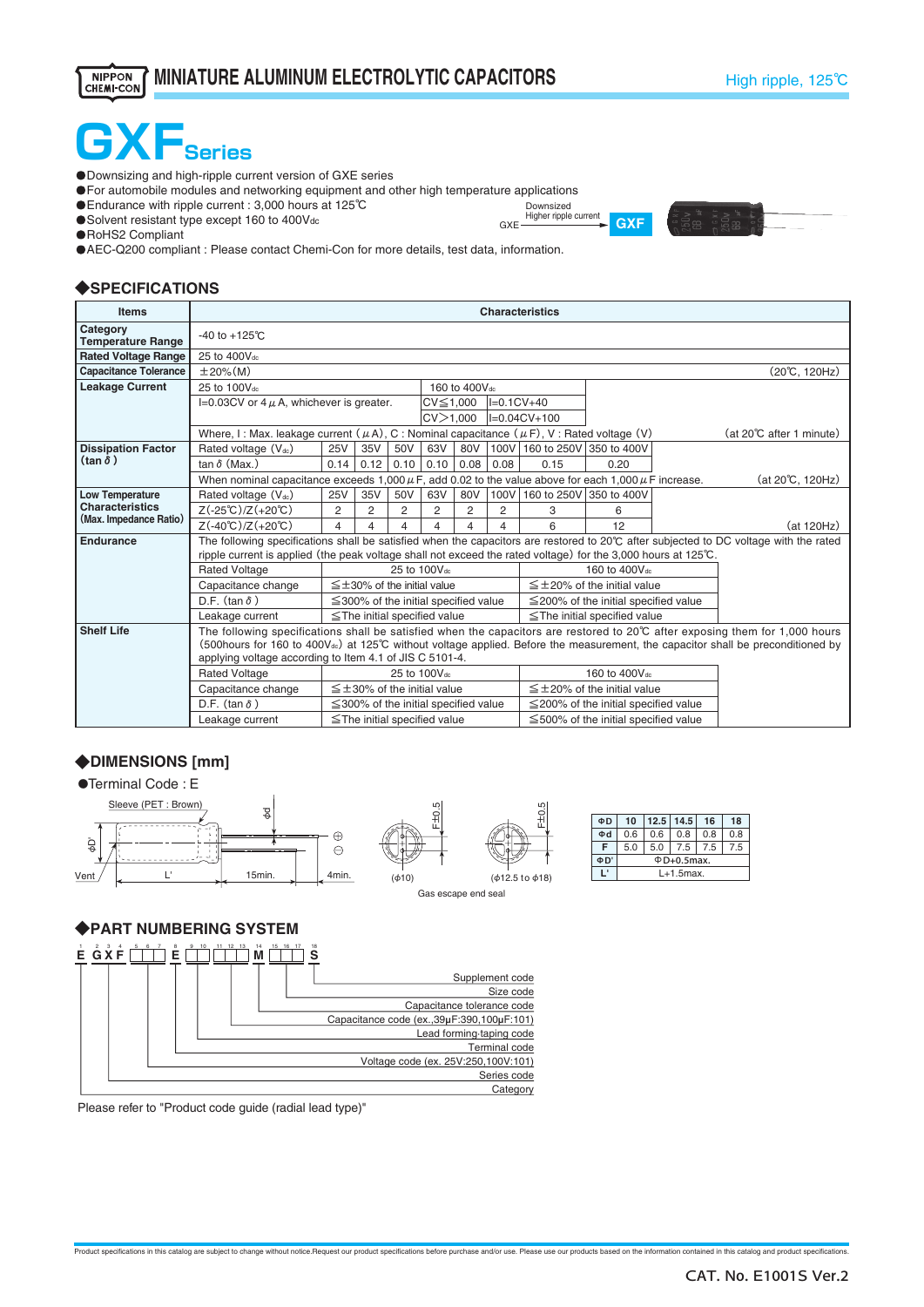# MINIATURE ALUMINUM ELECTROLYTIC CAPACITORS

High ripple, 125℃

# GXF Series

- Downsizing and high-ripple current version of GXE series
- For automobile modules and networking equipment and other high temperature applications
- Endurance with ripple current : 3,000 hours at 125℃
- Solvent resistant type except 160 to 400Vdc
- RoHS2 Compliant
- AEC-Q200 compliant : Please contact Chemi-Con for more details, test data, information.

GXE → (Downsized, Higher ripple current) → GXF

## ◆SPECIFICATIONS

| Items | Characteristics |
|---|---|
| Category Temperature Range | -40 to +125℃ |
| Rated Voltage Range | 25 to 400Vdc |
| Capacitance Tolerance | ±20%(M) (20℃, 120Hz) |
| Leakage Current | 25 to 100Vdc: I=0.03CV or 4μA, whichever is greater.<br>160 to 400Vdc: CV≦1,000 I=0.1CV+40; CV>1,000 I=0.04CV+100<br>Where, I : Max. leakage current (μA), C : Nominal capacitance (μF), V : Rated voltage (V) (at 20℃ after 1 minute) |

**Dissipation Factor (tanδ)**

| Rated voltage (Vdc) | 25V | 35V | 50V | 63V | 80V | 100V | 160 to 250V | 350 to 400V |
|---|---|---|---|---|---|---|---|---|
| tanδ (Max.) | 0.14 | 0.12 | 0.10 | 0.10 | 0.08 | 0.08 | 0.15 | 0.20 |

When nominal capacitance exceeds 1,000μF, add 0.02 to the value above for each 1,000μF increase. (at 20℃, 120Hz)

**Low Temperature Characteristics (Max. Impedance Ratio)**

| Rated voltage (Vdc) | 25V | 35V | 50V | 63V | 80V | 100V | 160 to 250V | 350 to 400V |
|---|---|---|---|---|---|---|---|---|
| Z(-25℃)/Z(+20℃) | 2 | 2 | 2 | 2 | 2 | 2 | 3 | 6 |
| Z(-40℃)/Z(+20℃) | 4 | 4 | 4 | 4 | 4 | 4 | 6 | 12 |

(at 120Hz)

**Endurance**

The following specifications shall be satisfied when the capacitors are restored to 20℃ after subjected to DC voltage with the rated ripple current is applied (the peak voltage shall not exceed the rated voltage) for the 3,000 hours at 125℃.

| Rated Voltage | 25 to 100Vdc | 160 to 400Vdc |
|---|---|---|
| Capacitance change | ≦±30% of the initial value | ≦±20% of the initial value |
| D.F. (tanδ) | ≦300% of the initial specified value | ≦200% of the initial specified value |
| Leakage current | ≦The initial specified value | ≦The initial specified value |

**Shelf Life**

The following specifications shall be satisfied when the capacitors are restored to 20℃ after exposing them for 1,000 hours (500hours for 160 to 400Vdc) at 125℃ without voltage applied. Before the measurement, the capacitor shall be preconditioned by applying voltage according to Item 4.1 of JIS C 5101-4.

| Rated Voltage | 25 to 100Vdc | 160 to 400Vdc |
|---|---|---|
| Capacitance change | ≦±30% of the initial value | ≦±20% of the initial value |
| D.F. (tanδ) | ≦300% of the initial specified value | ≦200% of the initial specified value |
| Leakage current | ≦The initial specified value | ≦500% of the initial specified value |

## ◆DIMENSIONS [mm]

●Terminal Code : E

Sleeve (PET : Brown), Vent, ΦD', L', 15min., 4min., Φd, F±0.5

(φ10) (φ12.5 to φ18)

Gas escape end seal

| ΦD | 10 | 12.5 | 14.5 | 16 | 18 |
|---|---|---|---|---|---|
| Φd | 0.6 | 0.6 | 0.8 | 0.8 | 0.8 |
| F | 5.0 | 5.0 | 7.5 | 7.5 | 7.5 |
| ΦD' | ΦD+0.5max. | | | | |
| L' | L+1.5max. | | | | |

## ◆PART NUMBERING SYSTEM

E GXF □□□ E □□□□ M □□□ S

- 1: Category
- 2–4: Series code
- 5–7: Voltage code (ex. 25V:250,100V:101)
- 8: Terminal code
- 9–10: Lead forming-taping code
- 11–13: Capacitance code (ex.,39μF:390,100μF:101)
- 14: Capacitance tolerance code
- 15–17: Size code
- 18: Supplement code

Please refer to "Product code guide (radial lead type)"

Product specifications in this catalog are subject to change without notice.Request our product specifications before purchase and/or use. Please use our products based on the information contained in this catalog and product specifications.

CAT. No. E1001S Ver.2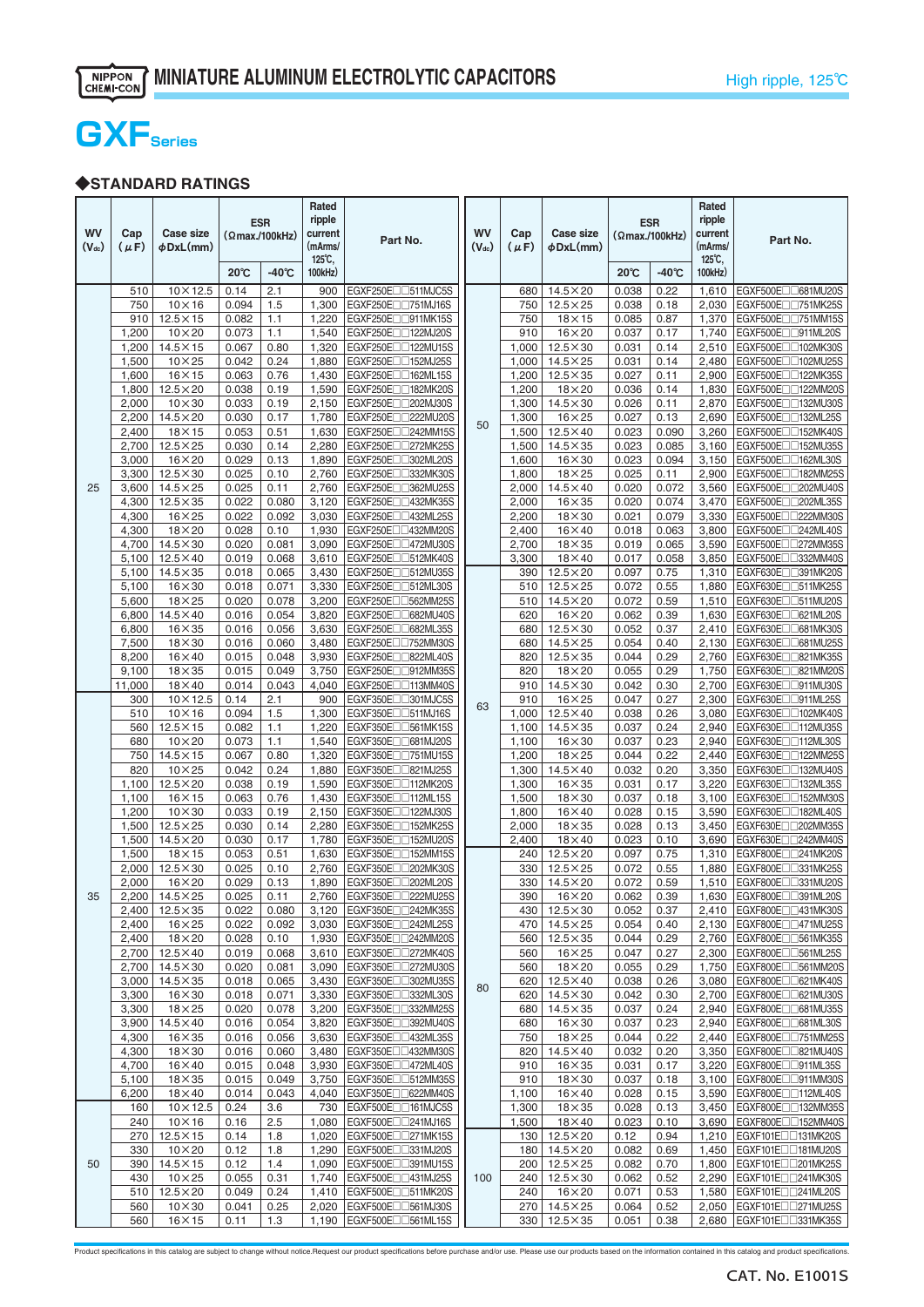# MINIATURE ALUMINUM ELECTROLYTIC CAPACITORS

High ripple, 125℃

## GXF Series

### ◆STANDARD RATINGS

| WV (Vdc) | Cap (μF) | Case size φDxL(mm) | ESR (Ωmax./100kHz) 20℃ | ESR (Ωmax./100kHz) -40℃ | Rated ripple current (mArms/125℃, 100kHz) | Part No. |
|---|---|---|---|---|---|---|
| 25 | 510 | 10×12.5 | 0.14 | 2.1 | 900 | EGXF250E□□511MJC5S |
| | 750 | 10×16 | 0.094 | 1.5 | 1,300 | EGXF250E□□751MJ16S |
| | 910 | 12.5×15 | 0.082 | 1.1 | 1,220 | EGXF250E□□911MK15S |
| | 1,200 | 10×20 | 0.073 | 1.1 | 1,540 | EGXF250E□□122MJ20S |
| | 1,200 | 14.5×15 | 0.067 | 0.80 | 1,320 | EGXF250E□□122MU15S |
| | 1,500 | 10×25 | 0.042 | 0.24 | 1,880 | EGXF250E□□152MJ25S |
| | 1,600 | 16×15 | 0.063 | 0.76 | 1,430 | EGXF250E□□162ML15S |
| | 1,800 | 12.5×20 | 0.038 | 0.19 | 1,590 | EGXF250E□□182MK20S |
| | 2,000 | 10×30 | 0.033 | 0.19 | 2,150 | EGXF250E□□202MJ30S |
| | 2,200 | 14.5×20 | 0.030 | 0.17 | 1,780 | EGXF250E□□222MU20S |
| | 2,400 | 18×15 | 0.053 | 0.51 | 1,630 | EGXF250E□□242MM15S |
| | 2,700 | 12.5×25 | 0.030 | 0.14 | 2,280 | EGXF250E□□272MK25S |
| | 3,000 | 16×20 | 0.029 | 0.13 | 1,890 | EGXF250E□□302ML20S |
| | 3,300 | 12.5×30 | 0.025 | 0.10 | 2,760 | EGXF250E□□332MK30S |
| | 3,600 | 14.5×25 | 0.025 | 0.11 | 2,760 | EGXF250E□□362MU25S |
| | 4,300 | 12.5×35 | 0.022 | 0.080 | 3,120 | EGXF250E□□432MK35S |
| | 4,300 | 16×25 | 0.022 | 0.092 | 3,030 | EGXF250E□□432ML25S |
| | 4,300 | 18×20 | 0.028 | 0.10 | 1,930 | EGXF250E□□432MM20S |
| | 4,700 | 14.5×30 | 0.020 | 0.081 | 3,090 | EGXF250E□□472MU30S |
| | 5,100 | 12.5×40 | 0.019 | 0.068 | 3,610 | EGXF250E□□512MK40S |
| | 5,100 | 14.5×35 | 0.018 | 0.065 | 3,430 | EGXF250E□□512MU35S |
| | 5,100 | 16×30 | 0.018 | 0.071 | 3,330 | EGXF250E□□512ML30S |
| | 5,600 | 18×25 | 0.020 | 0.078 | 3,200 | EGXF250E□□562MM25S |
| | 6,800 | 14.5×40 | 0.016 | 0.054 | 3,820 | EGXF250E□□682MU40S |
| | 6,800 | 16×35 | 0.016 | 0.056 | 3,630 | EGXF250E□□682ML35S |
| | 7,500 | 18×30 | 0.016 | 0.060 | 3,480 | EGXF250E□□752MM30S |
| | 8,200 | 16×40 | 0.015 | 0.048 | 3,930 | EGXF250E□□822ML40S |
| | 9,100 | 18×35 | 0.015 | 0.049 | 3,750 | EGXF250E□□912MM35S |
| | 11,000 | 18×40 | 0.014 | 0.043 | 4,040 | EGXF250E□□113MM40S |
| 35 | 300 | 10×12.5 | 0.14 | 2.1 | 900 | EGXF350E□□301MJC5S |
| | 510 | 10×16 | 0.094 | 1.5 | 1,300 | EGXF350E□□511MJ16S |
| | 560 | 12.5×15 | 0.082 | 1.1 | 1,220 | EGXF350E□□561MK15S |
| | 680 | 10×20 | 0.073 | 1.1 | 1,540 | EGXF350E□□681MJ20S |
| | 750 | 14.5×15 | 0.067 | 0.80 | 1,320 | EGXF350E□□751MU15S |
| | 820 | 10×25 | 0.042 | 0.24 | 1,880 | EGXF350E□□821MJ25S |
| | 1,100 | 12.5×20 | 0.038 | 0.19 | 1,590 | EGXF350E□□112MK20S |
| | 1,100 | 16×15 | 0.063 | 0.76 | 1,430 | EGXF350E□□112ML15S |
| | 1,200 | 10×30 | 0.033 | 0.19 | 2,150 | EGXF350E□□122MJ30S |
| | 1,500 | 12.5×25 | 0.030 | 0.14 | 2,280 | EGXF350E□□152MK25S |
| | 1,500 | 14.5×20 | 0.030 | 0.17 | 1,780 | EGXF350E□□152MU20S |
| | 1,500 | 18×15 | 0.053 | 0.51 | 1,630 | EGXF350E□□152MM15S |
| | 2,000 | 12.5×30 | 0.025 | 0.10 | 2,760 | EGXF350E□□202MK30S |
| | 2,000 | 16×20 | 0.029 | 0.13 | 1,890 | EGXF350E□□202ML20S |
| | 2,200 | 14.5×25 | 0.025 | 0.11 | 2,760 | EGXF350E□□222MU25S |
| | 2,400 | 12.5×35 | 0.022 | 0.080 | 3,120 | EGXF350E□□242MK35S |
| | 2,400 | 16×25 | 0.022 | 0.092 | 3,030 | EGXF350E□□242ML25S |
| | 2,400 | 18×20 | 0.028 | 0.10 | 1,930 | EGXF350E□□242MM20S |
| | 2,700 | 12.5×40 | 0.019 | 0.068 | 3,610 | EGXF350E□□272MK40S |
| | 2,700 | 14.5×30 | 0.020 | 0.081 | 3,090 | EGXF350E□□272MU30S |
| | 3,000 | 14.5×35 | 0.018 | 0.065 | 3,430 | EGXF350E□□302MU35S |
| | 3,300 | 16×30 | 0.018 | 0.071 | 3,330 | EGXF350E□□332ML30S |
| | 3,300 | 18×25 | 0.020 | 0.078 | 3,200 | EGXF350E□□332MM25S |
| | 3,900 | 14.5×40 | 0.016 | 0.054 | 3,820 | EGXF350E□□392MU40S |
| | 4,300 | 16×35 | 0.016 | 0.056 | 3,630 | EGXF350E□□432ML35S |
| | 4,300 | 18×30 | 0.016 | 0.060 | 3,480 | EGXF350E□□432MM30S |
| | 4,700 | 16×40 | 0.015 | 0.048 | 3,930 | EGXF350E□□472ML40S |
| | 5,100 | 18×35 | 0.015 | 0.049 | 3,750 | EGXF350E□□512MM35S |
| | 6,200 | 18×40 | 0.014 | 0.043 | 4,040 | EGXF350E□□622MM40S |
| 50 | 160 | 10×12.5 | 0.24 | 3.6 | 730 | EGXF500E□□161MJC5S |
| | 240 | 10×16 | 0.16 | 2.5 | 1,080 | EGXF500E□□241MJ16S |
| | 270 | 12.5×15 | 0.14 | 1.8 | 1,020 | EGXF500E□□271MK15S |
| | 330 | 10×20 | 0.12 | 1.8 | 1,290 | EGXF500E□□331MJ20S |
| | 390 | 14.5×15 | 0.12 | 1.4 | 1,090 | EGXF500E□□391MU15S |
| | 430 | 10×25 | 0.055 | 0.31 | 1,740 | EGXF500E□□431MJ25S |
| | 510 | 12.5×20 | 0.049 | 0.24 | 1,410 | EGXF500E□□511MK20S |
| | 560 | 10×30 | 0.041 | 0.25 | 2,020 | EGXF500E□□561MJ30S |
| | 560 | 16×15 | 0.11 | 1.3 | 1,190 | EGXF500E□□561ML15S |
| | 680 | 14.5×20 | 0.038 | 0.22 | 1,610 | EGXF500E□□681MU20S |
| | 750 | 12.5×25 | 0.038 | 0.18 | 2,030 | EGXF500E□□751MK25S |
| | 750 | 18×15 | 0.085 | 0.87 | 1,370 | EGXF500E□□751MM15S |
| | 910 | 16×20 | 0.037 | 0.17 | 1,740 | EGXF500E□□911ML20S |
| | 1,000 | 12.5×30 | 0.031 | 0.14 | 2,510 | EGXF500E□□102MK30S |
| | 1,000 | 14.5×25 | 0.031 | 0.14 | 2,480 | EGXF500E□□102MU25S |
| | 1,200 | 12.5×35 | 0.027 | 0.11 | 2,900 | EGXF500E□□122MK35S |
| | 1,200 | 18×20 | 0.036 | 0.14 | 1,830 | EGXF500E□□122MM20S |
| | 1,300 | 14.5×30 | 0.026 | 0.11 | 2,870 | EGXF500E□□132MU30S |
| | 1,300 | 16×25 | 0.027 | 0.13 | 2,690 | EGXF500E□□132ML25S |
| | 1,500 | 12.5×40 | 0.023 | 0.090 | 3,260 | EGXF500E□□152MK40S |
| | 1,500 | 14.5×35 | 0.023 | 0.085 | 3,160 | EGXF500E□□152MU35S |
| | 1,600 | 16×30 | 0.023 | 0.094 | 3,150 | EGXF500E□□162ML30S |
| | 1,800 | 18×25 | 0.025 | 0.11 | 2,900 | EGXF500E□□182MM25S |
| | 2,000 | 14.5×40 | 0.020 | 0.072 | 3,560 | EGXF500E□□202MU40S |
| | 2,000 | 16×35 | 0.020 | 0.074 | 3,470 | EGXF500E□□202ML35S |
| | 2,200 | 18×30 | 0.021 | 0.079 | 3,330 | EGXF500E□□222MM30S |
| | 2,400 | 16×40 | 0.018 | 0.063 | 3,800 | EGXF500E□□242ML40S |
| | 2,700 | 18×35 | 0.019 | 0.065 | 3,590 | EGXF500E□□272MM35S |
| | 3,300 | 18×40 | 0.017 | 0.058 | 3,850 | EGXF500E□□332MM40S |
| 63 | 390 | 12.5×20 | 0.097 | 0.75 | 1,310 | EGXF630E□□391MK20S |
| | 510 | 12.5×25 | 0.072 | 0.55 | 1,880 | EGXF630E□□511MK25S |
| | 510 | 14.5×20 | 0.072 | 0.59 | 1,510 | EGXF630E□□511MU20S |
| | 620 | 16×20 | 0.062 | 0.39 | 1,630 | EGXF630E□□621ML20S |
| | 680 | 12.5×30 | 0.052 | 0.37 | 2,410 | EGXF630E□□681MK30S |
| | 680 | 14.5×25 | 0.054 | 0.40 | 2,130 | EGXF630E□□681MU25S |
| | 820 | 12.5×35 | 0.044 | 0.29 | 2,760 | EGXF630E□□821MK35S |
| | 820 | 18×20 | 0.055 | 0.29 | 1,750 | EGXF630E□□821MM20S |
| | 910 | 14.5×30 | 0.042 | 0.30 | 2,700 | EGXF630E□□911MU30S |
| | 910 | 16×25 | 0.047 | 0.27 | 2,300 | EGXF630E□□911ML25S |
| | 1,000 | 12.5×40 | 0.038 | 0.26 | 3,080 | EGXF630E□□102MK40S |
| | 1,100 | 14.5×35 | 0.037 | 0.24 | 2,940 | EGXF630E□□112MU35S |
| | 1,100 | 16×30 | 0.037 | 0.23 | 2,940 | EGXF630E□□112ML30S |
| | 1,200 | 18×25 | 0.044 | 0.22 | 2,440 | EGXF630E□□122MM25S |
| | 1,300 | 14.5×40 | 0.032 | 0.20 | 3,350 | EGXF630E□□132MU40S |
| | 1,300 | 16×35 | 0.031 | 0.17 | 3,220 | EGXF630E□□132ML35S |
| | 1,500 | 18×30 | 0.037 | 0.18 | 3,100 | EGXF630E□□152MM30S |
| | 1,800 | 16×40 | 0.028 | 0.15 | 3,590 | EGXF630E□□182ML40S |
| | 2,000 | 18×35 | 0.028 | 0.13 | 3,450 | EGXF630E□□202MM35S |
| | 2,400 | 18×40 | 0.023 | 0.10 | 3,690 | EGXF630E□□242MM40S |
| 80 | 240 | 12.5×20 | 0.097 | 0.75 | 1,310 | EGXF800E□□241MK20S |
| | 330 | 12.5×25 | 0.072 | 0.55 | 1,880 | EGXF800E□□331MK25S |
| | 330 | 14.5×20 | 0.072 | 0.59 | 1,510 | EGXF800E□□331MU20S |
| | 390 | 16×20 | 0.062 | 0.39 | 1,630 | EGXF800E□□391ML20S |
| | 430 | 12.5×30 | 0.052 | 0.37 | 2,410 | EGXF800E□□431MK30S |
| | 470 | 14.5×25 | 0.054 | 0.40 | 2,130 | EGXF800E□□471MU25S |
| | 560 | 12.5×35 | 0.044 | 0.29 | 2,760 | EGXF800E□□561MK35S |
| | 560 | 16×25 | 0.047 | 0.27 | 2,300 | EGXF800E□□561ML25S |
| | 560 | 18×20 | 0.055 | 0.29 | 1,750 | EGXF800E□□561MM20S |
| | 620 | 12.5×40 | 0.038 | 0.26 | 3,080 | EGXF800E□□621MK40S |
| | 620 | 14.5×30 | 0.042 | 0.30 | 2,700 | EGXF800E□□621MU30S |
| | 680 | 14.5×35 | 0.037 | 0.24 | 2,940 | EGXF800E□□681MU35S |
| | 680 | 16×30 | 0.037 | 0.23 | 2,940 | EGXF800E□□681ML30S |
| | 750 | 18×25 | 0.044 | 0.22 | 2,440 | EGXF800E□□751MM25S |
| | 820 | 14.5×40 | 0.032 | 0.20 | 3,350 | EGXF800E□□821MU40S |
| | 910 | 16×35 | 0.031 | 0.17 | 3,220 | EGXF800E□□911ML35S |
| | 910 | 18×30 | 0.037 | 0.18 | 3,100 | EGXF800E□□911MM30S |
| | 1,100 | 16×40 | 0.028 | 0.15 | 3,590 | EGXF800E□□112ML40S |
| | 1,300 | 18×35 | 0.028 | 0.13 | 3,450 | EGXF800E□□132MM35S |
| | 1,500 | 18×40 | 0.023 | 0.10 | 3,690 | EGXF800E□□152MM40S |
| 100 | 130 | 12.5×20 | 0.12 | 0.94 | 1,210 | EGXF101E□□131MK20S |
| | 180 | 14.5×20 | 0.082 | 0.69 | 1,450 | EGXF101E□□181MU20S |
| | 200 | 12.5×25 | 0.082 | 0.70 | 1,800 | EGXF101E□□201MK25S |
| | 240 | 12.5×30 | 0.062 | 0.52 | 2,290 | EGXF101E□□241MK30S |
| | 240 | 16×20 | 0.071 | 0.53 | 1,580 | EGXF101E□□241ML20S |
| | 270 | 14.5×25 | 0.064 | 0.52 | 2,050 | EGXF101E□□271MU25S |
| | 330 | 12.5×35 | 0.051 | 0.38 | 2,680 | EGXF101E□□331MK35S |

Product specifications in this catalog are subject to change without notice.Request our product specifications before purchase and/or use. Please use our products based on the information contained in this catalog and product specifications.

CAT. No. E1001S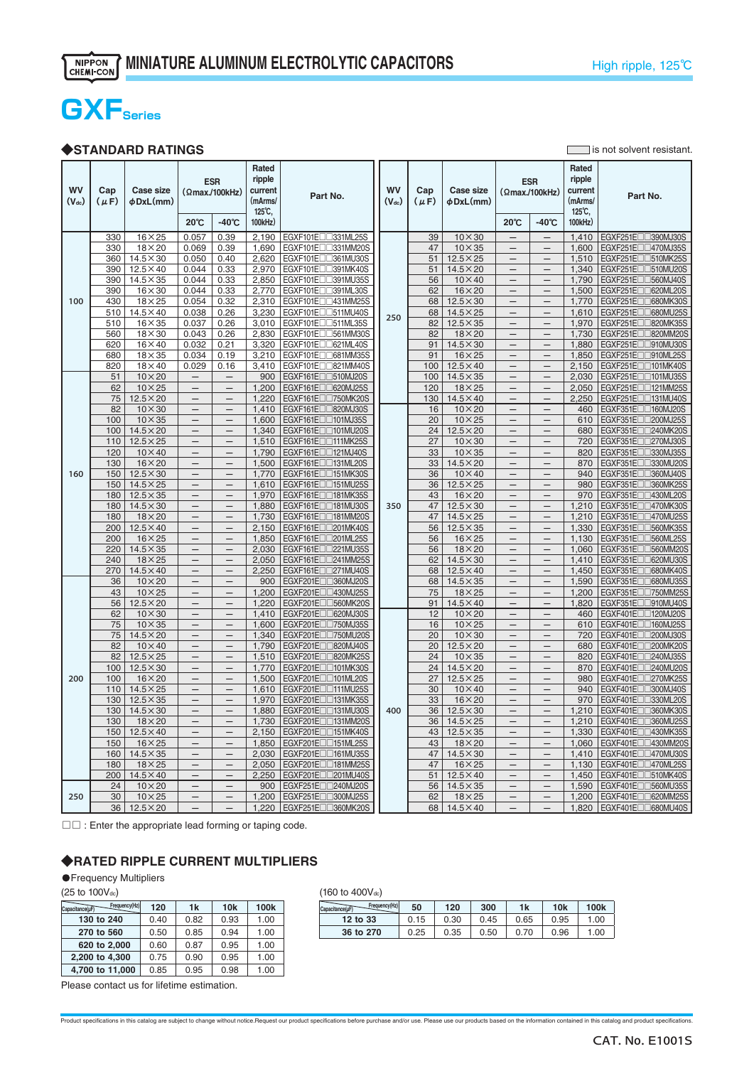# MINIATURE ALUMINUM ELECTROLYTIC CAPACITORS

High ripple, 125℃

## GXF Series

### ◆STANDARD RATINGS

▭ is not solvent resistant.

| WV (Vdc) | Cap (μF) | Case size φDxL(mm) | ESR (Ωmax./100kHz) 20℃ | ESR (Ωmax./100kHz) -40℃ | Rated ripple current (mArms/ 125℃, 100kHz) | Part No. |
|---|---|---|---|---|---|---|
| 100 | 330 | 16×25 | 0.057 | 0.39 | 2,190 | EGXF101E□□331ML25S |
| | 330 | 18×20 | 0.069 | 0.39 | 1,690 | EGXF101E□□331MM20S |
| | 360 | 14.5×30 | 0.050 | 0.40 | 2,620 | EGXF101E□□361MU30S |
| | 390 | 12.5×40 | 0.044 | 0.33 | 2,970 | EGXF101E□□391MK40S |
| | 390 | 14.5×35 | 0.044 | 0.33 | 2,850 | EGXF101E□□391MU35S |
| | 390 | 16×30 | 0.044 | 0.33 | 2,770 | EGXF101E□□391ML30S |
| | 430 | 18×25 | 0.054 | 0.32 | 2,310 | EGXF101E□□431MM25S |
| | 510 | 14.5×40 | 0.038 | 0.26 | 3,230 | EGXF101E□□511MU40S |
| | 510 | 16×35 | 0.037 | 0.26 | 3,010 | EGXF101E□□511ML35S |
| | 560 | 18×30 | 0.043 | 0.26 | 2,830 | EGXF101E□□561MM30S |
| | 620 | 16×40 | 0.032 | 0.21 | 3,320 | EGXF101E□□621ML40S |
| | 680 | 18×35 | 0.034 | 0.19 | 3,210 | EGXF101E□□681MM35S |
| | 820 | 18×40 | 0.029 | 0.16 | 3,410 | EGXF101E□□821MM40S |
| 160 | 51 | 10×20 | – | – | 900 | EGXF161E□□510MJ20S |
| | 62 | 10×25 | – | – | 1,200 | EGXF161E□□620MJ25S |
| | 75 | 12.5×20 | – | – | 1,220 | EGXF161E□□750MK20S |
| | 82 | 10×30 | – | – | 1,410 | EGXF161E□□820MJ30S |
| | 100 | 10×35 | – | – | 1,600 | EGXF161E□□101MJ35S |
| | 100 | 14.5×20 | – | – | 1,340 | EGXF161E□□101MU20S |
| | 110 | 12.5×25 | – | – | 1,510 | EGXF161E□□111MK25S |
| | 120 | 10×40 | – | – | 1,790 | EGXF161E□□121MJ40S |
| | 130 | 16×20 | – | – | 1,500 | EGXF161E□□131ML20S |
| | 150 | 12.5×30 | – | – | 1,770 | EGXF161E□□151MK30S |
| | 150 | 14.5×25 | – | – | 1,610 | EGXF161E□□151MU25S |
| | 180 | 12.5×35 | – | – | 1,970 | EGXF161E□□181MK35S |
| | 180 | 14.5×30 | – | – | 1,880 | EGXF161E□□181MU30S |
| | 180 | 18×20 | – | – | 1,730 | EGXF161E□□181MM20S |
| | 200 | 12.5×40 | – | – | 2,150 | EGXF161E□□201MK40S |
| | 200 | 16×25 | – | – | 1,850 | EGXF161E□□201ML25S |
| | 220 | 14.5×35 | – | – | 2,030 | EGXF161E□□221MU35S |
| | 240 | 18×25 | – | – | 2,050 | EGXF161E□□241MM25S |
| | 270 | 14.5×40 | – | – | 2,250 | EGXF161E□□271MU40S |
| 200 | 36 | 10×20 | – | – | 900 | EGXF201E□□360MJ20S |
| | 43 | 10×25 | – | – | 1,200 | EGXF201E□□430MJ25S |
| | 56 | 12.5×20 | – | – | 1,220 | EGXF201E□□560MK20S |
| | 62 | 10×30 | – | – | 1,410 | EGXF201E□□620MJ30S |
| | 75 | 10×35 | – | – | 1,600 | EGXF201E□□750MJ35S |
| | 75 | 14.5×20 | – | – | 1,340 | EGXF201E□□750MU20S |
| | 82 | 10×40 | – | – | 1,790 | EGXF201E□□820MJ40S |
| | 82 | 12.5×25 | – | – | 1,510 | EGXF201E□□820MK25S |
| | 100 | 12.5×30 | – | – | 1,770 | EGXF201E□□101MK30S |
| | 100 | 16×20 | – | – | 1,500 | EGXF201E□□101ML20S |
| | 110 | 14.5×25 | – | – | 1,610 | EGXF201E□□111MU25S |
| | 130 | 12.5×35 | – | – | 1,970 | EGXF201E□□131MK35S |
| | 130 | 14.5×30 | – | – | 1,880 | EGXF201E□□131MU30S |
| | 130 | 18×20 | – | – | 1,730 | EGXF201E□□131MM20S |
| | 150 | 12.5×40 | – | – | 2,150 | EGXF201E□□151MK40S |
| | 150 | 16×25 | – | – | 1,850 | EGXF201E□□151ML25S |
| | 160 | 14.5×35 | – | – | 2,030 | EGXF201E□□161MU35S |
| | 180 | 18×25 | – | – | 2,050 | EGXF201E□□181MM25S |
| | 200 | 14.5×40 | – | – | 2,250 | EGXF201E□□201MU40S |
| 250 | 24 | 10×20 | – | – | 900 | EGXF251E□□240MJ20S |
| | 30 | 10×25 | – | – | 1,200 | EGXF251E□□300MJ25S |
| | 36 | 12.5×20 | – | – | 1,220 | EGXF251E□□360MK20S |
| | 39 | 10×30 | – | – | 1,410 | EGXF251E□□390MJ30S |
| | 47 | 10×35 | – | – | 1,600 | EGXF251E□□470MJ35S |
| | 51 | 12.5×25 | – | – | 1,510 | EGXF251E□□510MK25S |
| | 51 | 14.5×20 | – | – | 1,340 | EGXF251E□□510MU20S |
| | 56 | 10×40 | – | – | 1,790 | EGXF251E□□560MJ40S |
| | 62 | 16×20 | – | – | 1,500 | EGXF251E□□620ML20S |
| | 68 | 12.5×30 | – | – | 1,770 | EGXF251E□□680MK30S |
| | 68 | 14.5×25 | – | – | 1,610 | EGXF251E□□680MU25S |
| | 82 | 12.5×35 | – | – | 1,970 | EGXF251E□□820MK35S |
| | 82 | 18×20 | – | – | 1,730 | EGXF251E□□820MM20S |
| | 91 | 14.5×30 | – | – | 1,880 | EGXF251E□□910MU30S |
| | 91 | 16×25 | – | – | 1,850 | EGXF251E□□910ML25S |
| | 100 | 12.5×40 | – | – | 2,150 | EGXF251E□□101MK40S |
| | 100 | 14.5×35 | – | – | 2,030 | EGXF251E□□101MU35S |
| | 120 | 18×25 | – | – | 2,050 | EGXF251E□□121MM25S |
| | 130 | 14.5×40 | – | – | 2,250 | EGXF251E□□131MU40S |
| 350 | 16 | 10×20 | – | – | 460 | EGXF351E□□160MJ20S |
| | 20 | 10×25 | – | – | 610 | EGXF351E□□200MJ25S |
| | 24 | 12.5×20 | – | – | 680 | EGXF351E□□240MK20S |
| | 27 | 10×30 | – | – | 720 | EGXF351E□□270MJ30S |
| | 33 | 10×35 | – | – | 820 | EGXF351E□□330MJ35S |
| | 33 | 14.5×20 | – | – | 870 | EGXF351E□□330MU20S |
| | 36 | 10×40 | – | – | 940 | EGXF351E□□360MJ40S |
| | 36 | 12.5×25 | – | – | 980 | EGXF351E□□360MK25S |
| | 43 | 16×20 | – | – | 970 | EGXF351E□□430ML20S |
| | 47 | 12.5×30 | – | – | 1,210 | EGXF351E□□470MK30S |
| | 47 | 14.5×25 | – | – | 1,210 | EGXF351E□□470MU25S |
| | 56 | 12.5×35 | – | – | 1,330 | EGXF351E□□560MK35S |
| | 56 | 16×25 | – | – | 1,130 | EGXF351E□□560ML25S |
| | 56 | 18×20 | – | – | 1,060 | EGXF351E□□560MM20S |
| | 62 | 14.5×30 | – | – | 1,410 | EGXF351E□□620MU30S |
| | 68 | 12.5×40 | – | – | 1,450 | EGXF351E□□680MK40S |
| | 68 | 14.5×35 | – | – | 1,590 | EGXF351E□□680MU35S |
| | 75 | 18×25 | – | – | 1,200 | EGXF351E□□750MM25S |
| | 91 | 14.5×40 | – | – | 1,820 | EGXF351E□□910MU40S |
| 400 | 12 | 10×20 | – | – | 460 | EGXF401E□□120MJ20S |
| | 16 | 10×25 | – | – | 610 | EGXF401E□□160MJ25S |
| | 20 | 10×30 | – | – | 720 | EGXF401E□□200MJ30S |
| | 20 | 12.5×20 | – | – | 680 | EGXF401E□□200MK20S |
| | 24 | 10×35 | – | – | 820 | EGXF401E□□240MJ35S |
| | 24 | 14.5×20 | – | – | 870 | EGXF401E□□240MU20S |
| | 27 | 12.5×25 | – | – | 980 | EGXF401E□□270MK25S |
| | 30 | 10×40 | – | – | 940 | EGXF401E□□300MJ40S |
| | 33 | 16×20 | – | – | 970 | EGXF401E□□330ML20S |
| | 36 | 12.5×30 | – | – | 1,210 | EGXF401E□□360MK30S |
| | 36 | 14.5×25 | – | – | 1,210 | EGXF401E□□360MU25S |
| | 43 | 12.5×35 | – | – | 1,330 | EGXF401E□□430MK35S |
| | 43 | 18×20 | – | – | 1,060 | EGXF401E□□430MM20S |
| | 47 | 14.5×30 | – | – | 1,410 | EGXF401E□□470MU30S |
| | 47 | 16×25 | – | – | 1,130 | EGXF401E□□470ML25S |
| | 51 | 12.5×40 | – | – | 1,450 | EGXF401E□□510MK40S |
| | 56 | 14.5×35 | – | – | 1,590 | EGXF401E□□560MU35S |
| | 62 | 18×25 | – | – | 1,200 | EGXF401E□□620MM25S |
| | 68 | 14.5×40 | – | – | 1,820 | EGXF401E□□680MU40S |

□□ : Enter the appropriate lead forming or taping code.

### ◆RATED RIPPLE CURRENT MULTIPLIERS

● Frequency Multipliers

(25 to 100Vdc)

| Capacitance(μF) \ Frequency(Hz) | 120 | 1k | 10k | 100k |
|---|---|---|---|---|
| 130 to 240 | 0.40 | 0.82 | 0.93 | 1.00 |
| 270 to 560 | 0.50 | 0.85 | 0.94 | 1.00 |
| 620 to 2,000 | 0.60 | 0.87 | 0.95 | 1.00 |
| 2,200 to 4,300 | 0.75 | 0.90 | 0.95 | 1.00 |
| 4,700 to 11,000 | 0.85 | 0.95 | 0.98 | 1.00 |

(160 to 400Vdc)

| Capacitance(μF) \ Frequency(Hz) | 50 | 120 | 300 | 1k | 10k | 100k |
|---|---|---|---|---|---|---|
| 12 to 33 | 0.15 | 0.30 | 0.45 | 0.65 | 0.95 | 1.00 |
| 36 to 270 | 0.25 | 0.35 | 0.50 | 0.70 | 0.96 | 1.00 |

Please contact us for lifetime estimation.

Product specifications in this catalog are subject to change without notice.Request our product specifications before purchase and/or use. Please use our products based on the information contained in this catalog and product specifications.

CAT. No. E1001S